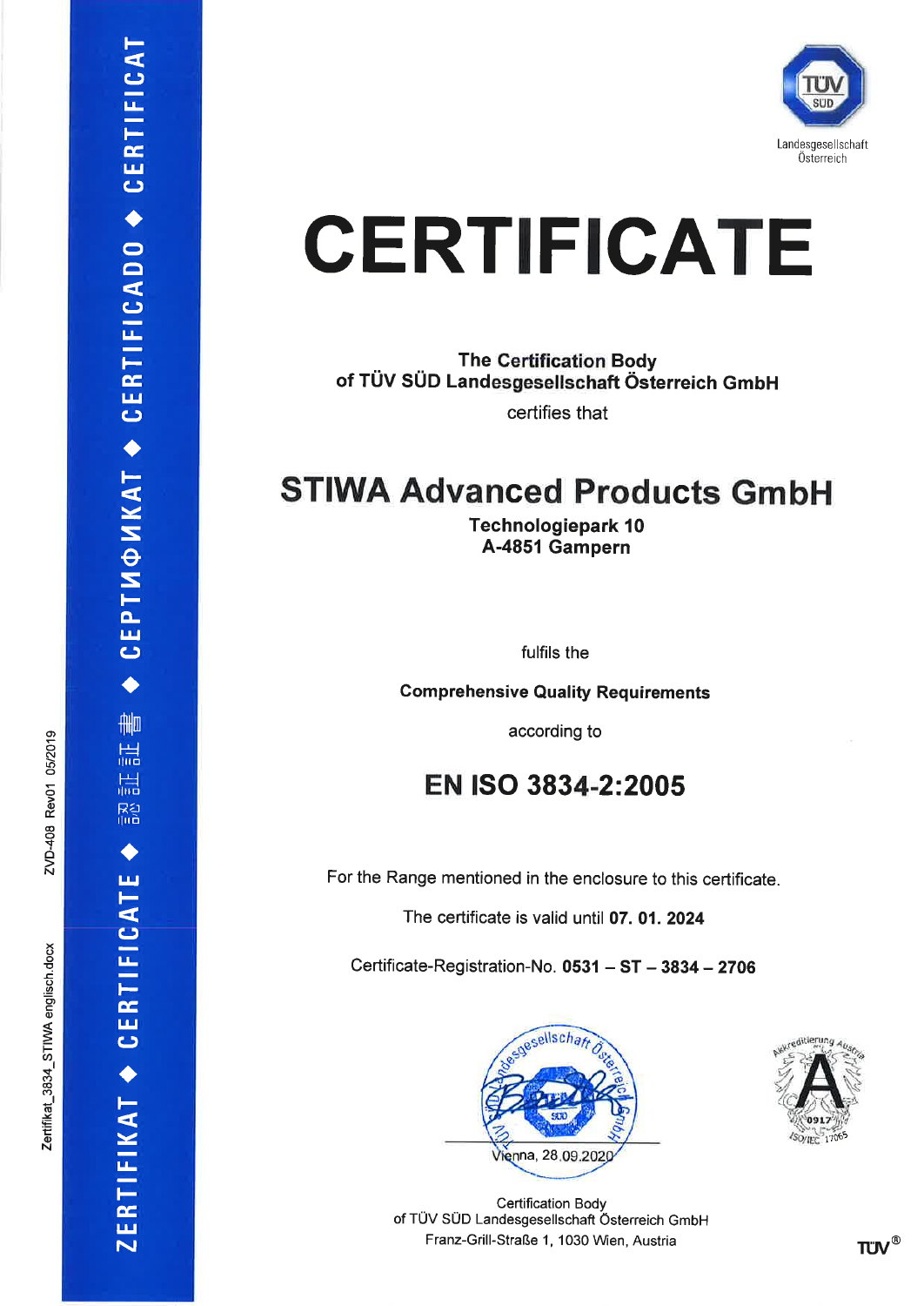TÜV SÜD
Landesgesellschaft Österreich

# CERTIFICATE

**The Certification Body**
**of TÜV SÜD Landesgesellschaft Österreich GmbH**

certifies that

## STIWA Advanced Products GmbH

**Technologiepark 10**
**A-4851 Gampern**

fulfils the

**Comprehensive Quality Requirements**

according to

## EN ISO 3834-2:2005

For the Range mentioned in the enclosure to this certificate.

The certificate is valid until **07. 01. 2024**

Certificate-Registration-No. **0531 – ST – 3834 – 2706**

Vienna, 28.09.2020

Certification Body
of TÜV SÜD Landesgesellschaft Österreich GmbH
Franz-Grill-Straße 1, 1030 Wien, Austria

ZERTIFIKAT ◆ CERTIFICATE ◆ 認証証書 ◆ СЕРТИФИКАТ ◆ CERTIFICADO ◆ CERTIFICAT

Zertifikat_3834_STIWA englisch.docx ZVD-408 Rev01 05/2019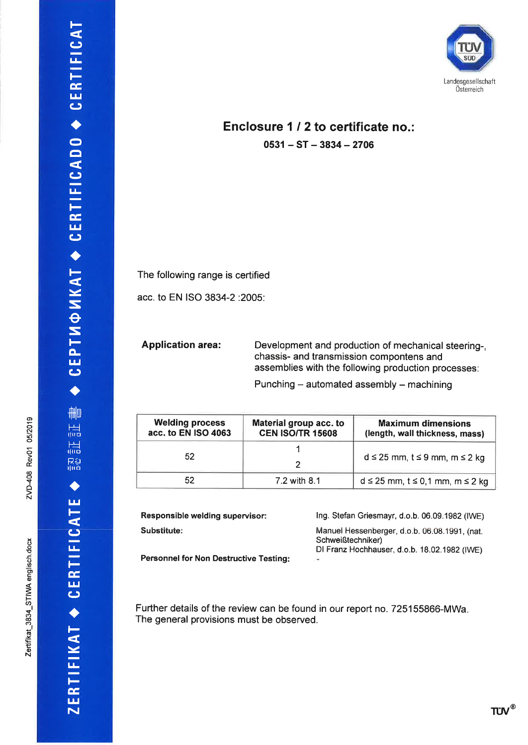Landesgesellschaft Österreich

# Enclosure 1 / 2 to certificate no.:

**0531 – ST – 3834 – 2706**

The following range is certified

acc. to EN ISO 3834-2 :2005:

**Application area:** Development and production of mechanical steering-, chassis- and transmission compontens and assemblies with the following production processes:

Punching – automated assembly – machining

| Welding process acc. to EN ISO 4063 | Material group acc. to CEN ISO/TR 15608 | Maximum dimensions (length, wall thickness, mass) |
|---|---|---|
| 52 | 1<br>2 | d ≤ 25 mm, t ≤ 9 mm, m ≤ 2 kg |
| 52 | 7.2 with 8.1 | d ≤ 25 mm, t ≤ 0,1 mm, m ≤ 2 kg |

**Responsible welding supervisor:** Ing. Stefan Griesmayr, d.o.b. 06.09.1982 (IWE)

**Substitute:** Manuel Hessenberger, d.o.b. 06.08.1991, (nat. Schweißtechniker)
DI Franz Hochhauser, d.o.b. 18.02.1982 (IWE)

**Personnel for Non Destructive Testing:** -

Further details of the review can be found in our report no. 725155866-MWa.
The general provisions must be observed.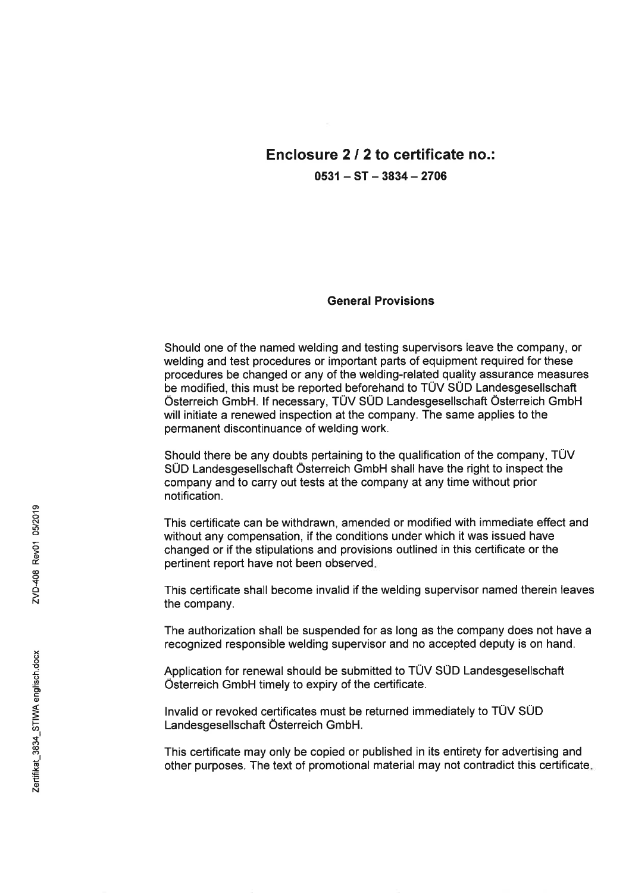## Enclosure 2 / 2 to certificate no.:

**0531 – ST – 3834 – 2706**

### General Provisions

Should one of the named welding and testing supervisors leave the company, or welding and test procedures or important parts of equipment required for these procedures be changed or any of the welding-related quality assurance measures be modified, this must be reported beforehand to TÜV SÜD Landesgesellschaft Österreich GmbH. If necessary, TÜV SÜD Landesgesellschaft Österreich GmbH will initiate a renewed inspection at the company. The same applies to the permanent discontinuance of welding work.

Should there be any doubts pertaining to the qualification of the company, TÜV SÜD Landesgesellschaft Österreich GmbH shall have the right to inspect the company and to carry out tests at the company at any time without prior notification.

This certificate can be withdrawn, amended or modified with immediate effect and without any compensation, if the conditions under which it was issued have changed or if the stipulations and provisions outlined in this certificate or the pertinent report have not been observed.

This certificate shall become invalid if the welding supervisor named therein leaves the company.

The authorization shall be suspended for as long as the company does not have a recognized responsible welding supervisor and no accepted deputy is on hand.

Application for renewal should be submitted to TÜV SÜD Landesgesellschaft Österreich GmbH timely to expiry of the certificate.

Invalid or revoked certificates must be returned immediately to TÜV SÜD Landesgesellschaft Österreich GmbH.

This certificate may only be copied or published in its entirety for advertising and other purposes. The text of promotional material may not contradict this certificate.